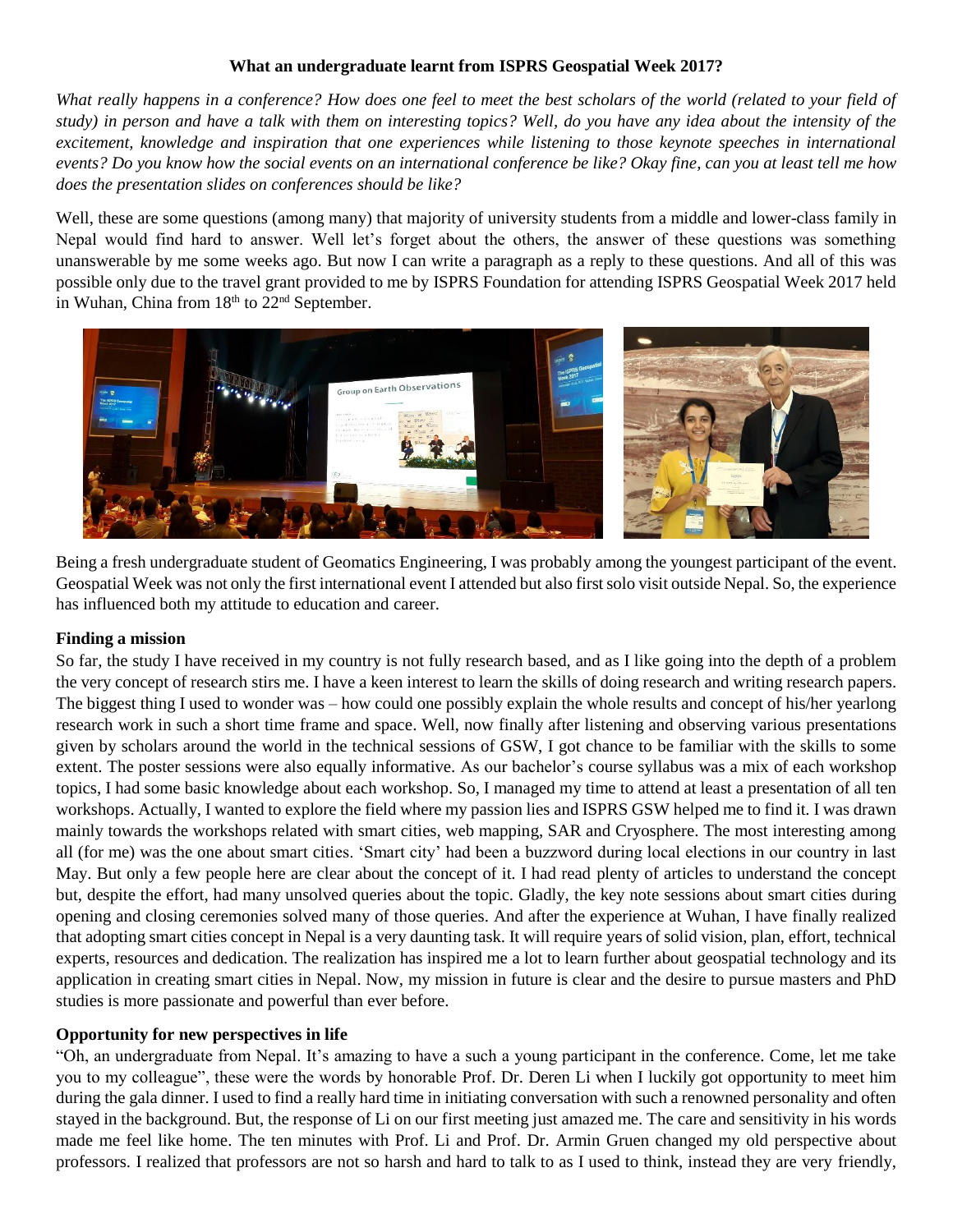**What an undergraduate learnt from ISPRS Geospatial Week 2017?**

*What really happens in a conference? How does one feel to meet the best scholars of the world (related to your field of study) in person and have a talk with them on interesting topics? Well, do you have any idea about the intensity of the excitement, knowledge and inspiration that one experiences while listening to those keynote speeches in international events? Do you know how the social events on an international conference be like? Okay fine, can you at least tell me how does the presentation slides on conferences should be like?*

Well, these are some questions (among many) that majority of university students from a middle and lower-class family in Nepal would find hard to answer. Well let's forget about the others, the answer of these questions was something unanswerable by me some weeks ago. But now I can write a paragraph as a reply to these questions. And all of this was possible only due to the travel grant provided to me by ISPRS Foundation for attending ISPRS Geospatial Week 2017 held in Wuhan, China from 18th to 22nd September.

Being a fresh undergraduate student of Geomatics Engineering, I was probably among the youngest participant of the event. Geospatial Week was not only the first international event I attended but also first solo visit outside Nepal. So, the experience has influenced both my attitude to education and career.

**Finding a mission**

So far, the study I have received in my country is not fully research based, and as I like going into the depth of a problem the very concept of research stirs me. I have a keen interest to learn the skills of doing research and writing research papers. The biggest thing I used to wonder was – how could one possibly explain the whole results and concept of his/her yearlong research work in such a short time frame and space. Well, now finally after listening and observing various presentations given by scholars around the world in the technical sessions of GSW, I got chance to be familiar with the skills to some extent. The poster sessions were also equally informative. As our bachelor's course syllabus was a mix of each workshop topics, I had some basic knowledge about each workshop. So, I managed my time to attend at least a presentation of all ten workshops. Actually, I wanted to explore the field where my passion lies and ISPRS GSW helped me to find it. I was drawn mainly towards the workshops related with smart cities, web mapping, SAR and Cryosphere. The most interesting among all (for me) was the one about smart cities. 'Smart city' had been a buzzword during local elections in our country in last May. But only a few people here are clear about the concept of it. I had read plenty of articles to understand the concept but, despite the effort, had many unsolved queries about the topic. Gladly, the key note sessions about smart cities during opening and closing ceremonies solved many of those queries. And after the experience at Wuhan, I have finally realized that adopting smart cities concept in Nepal is a very daunting task. It will require years of solid vision, plan, effort, technical experts, resources and dedication. The realization has inspired me a lot to learn further about geospatial technology and its application in creating smart cities in Nepal. Now, my mission in future is clear and the desire to pursue masters and PhD studies is more passionate and powerful than ever before.

**Opportunity for new perspectives in life**

"Oh, an undergraduate from Nepal. It's amazing to have a such a young participant in the conference. Come, let me take you to my colleague", these were the words by honorable Prof. Dr. Deren Li when I luckily got opportunity to meet him during the gala dinner. I used to find a really hard time in initiating conversation with such a renowned personality and often stayed in the background. But, the response of Li on our first meeting just amazed me. The care and sensitivity in his words made me feel like home. The ten minutes with Prof. Li and Prof. Dr. Armin Gruen changed my old perspective about professors. I realized that professors are not so harsh and hard to talk to as I used to think, instead they are very friendly,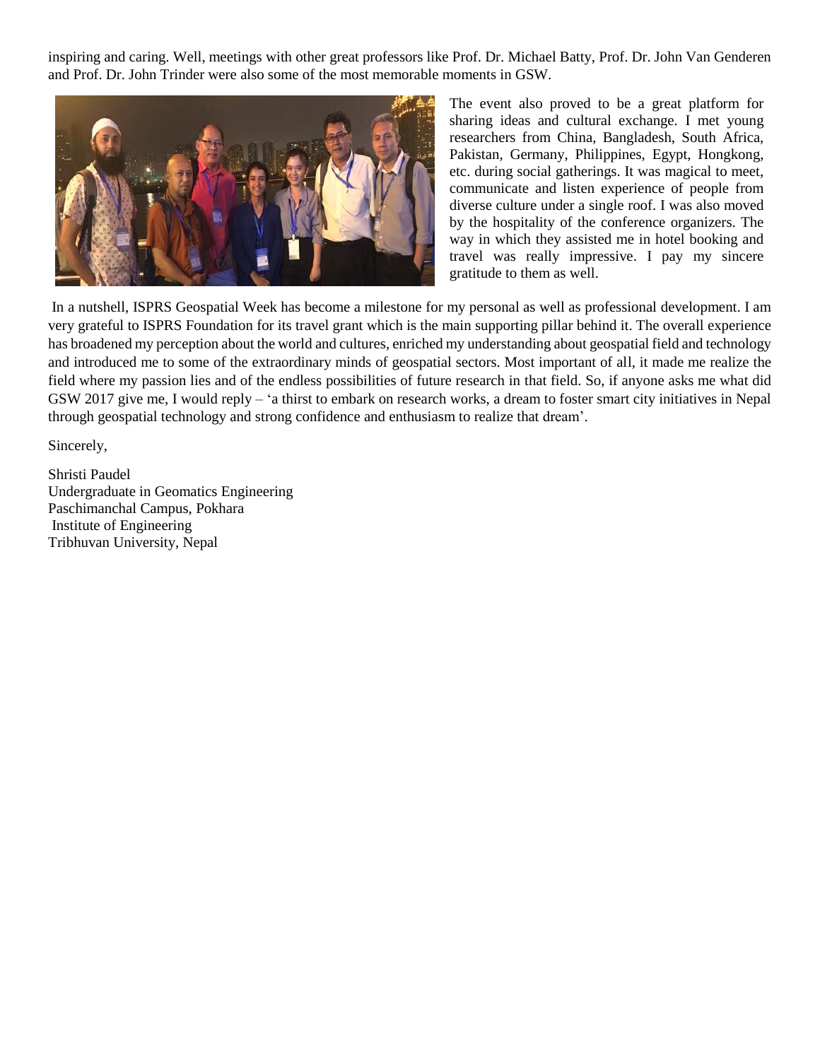inspiring and caring. Well, meetings with other great professors like Prof. Dr. Michael Batty, Prof. Dr. John Van Genderen and Prof. Dr. John Trinder were also some of the most memorable moments in GSW.

The event also proved to be a great platform for sharing ideas and cultural exchange. I met young researchers from China, Bangladesh, South Africa, Pakistan, Germany, Philippines, Egypt, Hongkong, etc. during social gatherings. It was magical to meet, communicate and listen experience of people from diverse culture under a single roof. I was also moved by the hospitality of the conference organizers. The way in which they assisted me in hotel booking and travel was really impressive. I pay my sincere gratitude to them as well.

In a nutshell, ISPRS Geospatial Week has become a milestone for my personal as well as professional development. I am very grateful to ISPRS Foundation for its travel grant which is the main supporting pillar behind it. The overall experience has broadened my perception about the world and cultures, enriched my understanding about geospatial field and technology and introduced me to some of the extraordinary minds of geospatial sectors. Most important of all, it made me realize the field where my passion lies and of the endless possibilities of future research in that field. So, if anyone asks me what did GSW 2017 give me, I would reply – 'a thirst to embark on research works, a dream to foster smart city initiatives in Nepal through geospatial technology and strong confidence and enthusiasm to realize that dream'.

Sincerely,

Shristi Paudel
Undergraduate in Geomatics Engineering
Paschimanchal Campus, Pokhara
Institute of Engineering
Tribhuvan University, Nepal